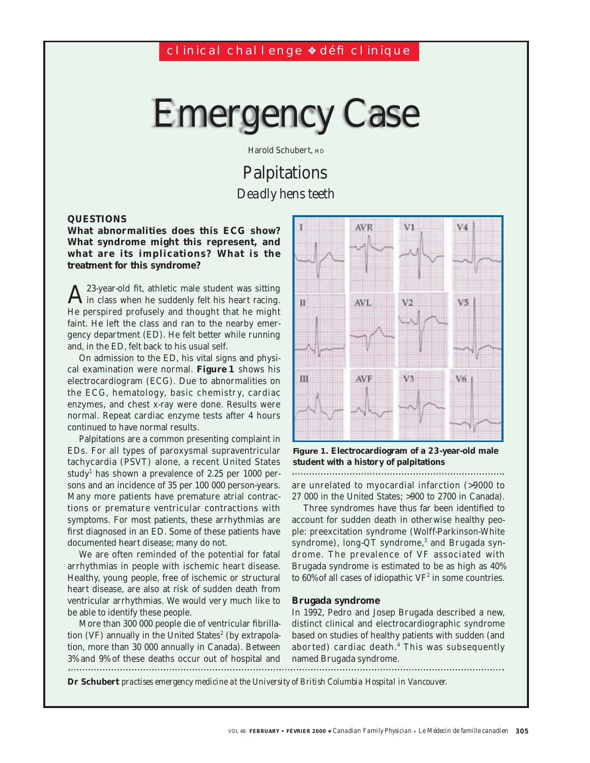clinical challenge ❖ défi clinique

# Emergency Case

Harold Schubert, MD

## Palpitations

*Deadly hens teeth*

### QUESTIONS

**What abnormalities does this ECG show? What syndrome might this represent, and what are its implications? What is the treatment for this syndrome?**

A 23-year-old fit, athletic male student was sitting in class when he suddenly felt his heart racing. He perspired profusely and thought that he might faint. He left the class and ran to the nearby emergency department (ED). He felt better while running and, in the ED, felt back to his usual self.

On admission to the ED, his vital signs and physical examination were normal. **Figure 1** shows his electrocardiogram (ECG). Due to abnormalities on the ECG, hematology, basic chemistry, cardiac enzymes, and chest x-ray were done. Results were normal. Repeat cardiac enzyme tests after 4 hours continued to have normal results.

Palpitations are a common presenting complaint in EDs. For all types of paroxysmal supraventricular tachycardia (PSVT) alone, a recent United States study[1] has shown a prevalence of 2.25 per 1000 persons and an incidence of 35 per 100 000 person-years. Many more patients have premature atrial contractions or premature ventricular contractions with symptoms. For most patients, these arrhythmias are first diagnosed in an ED. Some of these patients have documented heart disease; many do not.

We are often reminded of the potential for fatal arrhythmias in people with ischemic heart disease. Healthy, young people, free of ischemic or structural heart disease, are also at risk of sudden death from ventricular arrhythmias. We would very much like to be able to identify these people.

More than 300 000 people die of ventricular fibrillation (VF) annually in the United States[2] (by extrapolation, more than 30 000 annually in Canada). Between 3% and 9% of these deaths occur out of hospital and are unrelated to myocardial infarction (>9000 to 27 000 in the United States; >900 to 2700 in Canada).

**Figure 1. Electrocardiogram of a 23-year-old male student with a history of palpitations**

Three syndromes have thus far been identified to account for sudden death in otherwise healthy people: preexcitation syndrome (Wolff-Parkinson-White syndrome), long-QT syndrome,[3] and Brugada syndrome. The prevalence of VF associated with Brugada syndrome is estimated to be as high as 40% to 60% of all cases of idiopathic VF[2] in some countries.

### Brugada syndrome

In 1992, Pedro and Josep Brugada described a new, distinct clinical and electrocardiographic syndrome based on studies of healthy patients with sudden (and aborted) cardiac death.[4] This was subsequently named Brugada syndrome.

**Dr Schubert** *practises emergency medicine at the University of British Columbia Hospital in Vancouver.*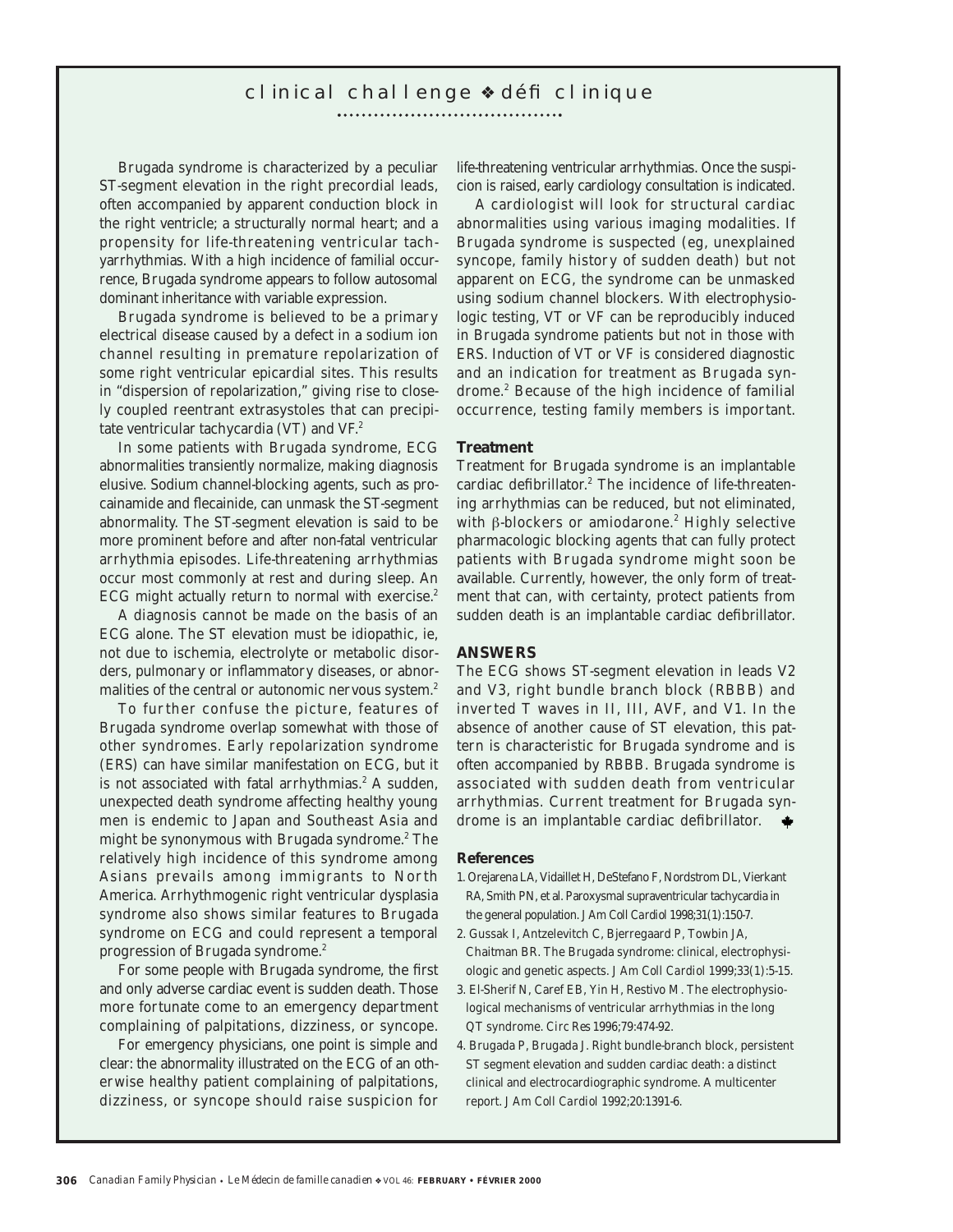## clinical challenge ❖ défi clinique

Brugada syndrome is characterized by a peculiar ST-segment elevation in the right precordial leads, often accompanied by apparent conduction block in the right ventricle; a structurally normal heart; and a propensity for life-threatening ventricular tachyarrhythmias. With a high incidence of familial occurrence, Brugada syndrome appears to follow autosomal dominant inheritance with variable expression.

Brugada syndrome is believed to be a primary electrical disease caused by a defect in a sodium ion channel resulting in premature repolarization of some right ventricular epicardial sites. This results in "dispersion of repolarization," giving rise to closely coupled reentrant extrasystoles that can precipitate ventricular tachycardia (VT) and VF.[2]

In some patients with Brugada syndrome, ECG abnormalities transiently normalize, making diagnosis elusive. Sodium channel-blocking agents, such as procainamide and flecainide, can unmask the ST-segment abnormality. The ST-segment elevation is said to be more prominent before and after non-fatal ventricular arrhythmia episodes. Life-threatening arrhythmias occur most commonly at rest and during sleep. An ECG might actually return to normal with exercise.[2]

A diagnosis cannot be made on the basis of an ECG alone. The ST elevation must be idiopathic, ie, not due to ischemia, electrolyte or metabolic disorders, pulmonary or inflammatory diseases, or abnormalities of the central or autonomic nervous system.[2]

To further confuse the picture, features of Brugada syndrome overlap somewhat with those of other syndromes. Early repolarization syndrome (ERS) can have similar manifestation on ECG, but it is not associated with fatal arrhythmias.[2] A sudden, unexpected death syndrome affecting healthy young men is endemic to Japan and Southeast Asia and might be synonymous with Brugada syndrome.[2] The relatively high incidence of this syndrome among Asians prevails among immigrants to North America. Arrhythmogenic right ventricular dysplasia syndrome also shows similar features to Brugada syndrome on ECG and could represent a temporal progression of Brugada syndrome.[2]

For some people with Brugada syndrome, the first and only adverse cardiac event is sudden death. Those more fortunate come to an emergency department complaining of palpitations, dizziness, or syncope.

For emergency physicians, one point is simple and clear: the abnormality illustrated on the ECG of an otherwise healthy patient complaining of palpitations, dizziness, or syncope should raise suspicion for life-threatening ventricular arrhythmias. Once the suspicion is raised, early cardiology consultation is indicated.

A cardiologist will look for structural cardiac abnormalities using various imaging modalities. If Brugada syndrome is suspected (eg, unexplained syncope, family history of sudden death) but not apparent on ECG, the syndrome can be unmasked using sodium channel blockers. With electrophysiologic testing, VT or VF can be reproducibly induced in Brugada syndrome patients but not in those with ERS. Induction of VT or VF is considered diagnostic and an indication for treatment as Brugada syndrome.[2] Because of the high incidence of familial occurrence, testing family members is important.

### Treatment

Treatment for Brugada syndrome is an implantable cardiac defibrillator.[2] The incidence of life-threatening arrhythmias can be reduced, but not eliminated, with β-blockers or amiodarone.[2] Highly selective pharmacologic blocking agents that can fully protect patients with Brugada syndrome might soon be available. Currently, however, the only form of treatment that can, with certainty, protect patients from sudden death is an implantable cardiac defibrillator.

### ANSWERS

The ECG shows ST-segment elevation in leads V2 and V3, right bundle branch block (RBBB) and inverted T waves in II, III, AVF, and V1. In the absence of another cause of ST elevation, this pattern is characteristic for Brugada syndrome and is often accompanied by RBBB. Brugada syndrome is associated with sudden death from ventricular arrhythmias. Current treatment for Brugada syndrome is an implantable cardiac defibrillator.

### References

1. Orejarena LA, Vidaillet H, DeStefano F, Nordstrom DL, Vierkant RA, Smith PN, et al. Paroxysmal supraventricular tachycardia in the general population. *J Am Coll Cardiol* 1998;31(1):150-7.
2. Gussak I, Antzelevitch C, Bjerregaard P, Towbin JA, Chaitman BR. The Brugada syndrome: clinical, electrophysiologic and genetic aspects. *J Am Coll Cardiol* 1999;33(1):5-15.
3. El-Sherif N, Caref EB, Yin H, Restivo M. The electrophysiological mechanisms of ventricular arrhythmias in the long QT syndrome. *Circ Res* 1996;79:474-92.
4. Brugada P, Brugada J. Right bundle-branch block, persistent ST segment elevation and sudden cardiac death: a distinct clinical and electrocardiographic syndrome. A multicenter report. *J Am Coll Cardiol* 1992;20:1391-6.